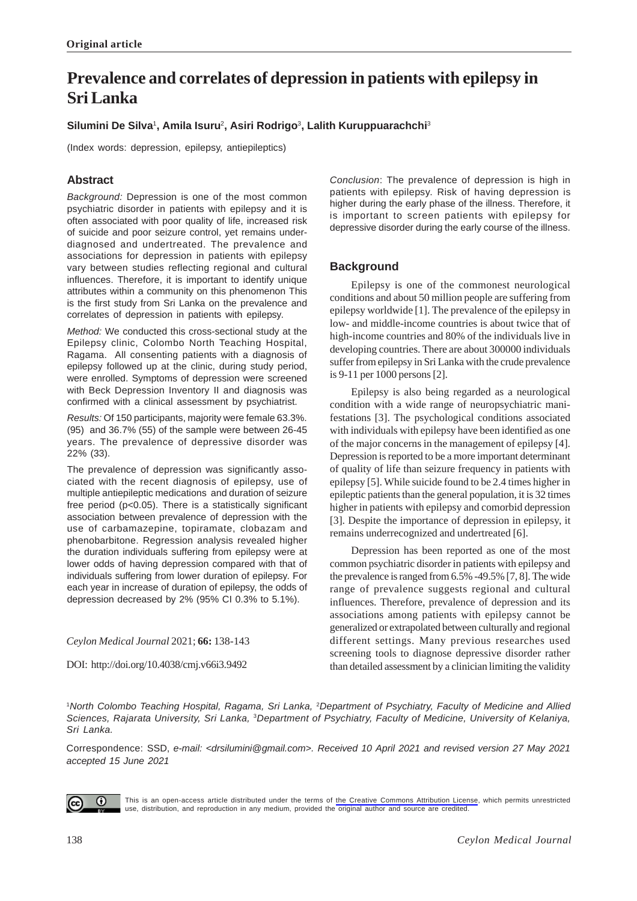**Original article**

# Prevalence and correlates of depression in patients with epilepsy in Sri Lanka

**Silumini De Silva**[1], **Amila Isuru**[2], **Asiri Rodrigo**[3], **Lalith Kuruppuarachchi**[3]

(Index words: depression, epilepsy, antiepileptics)

## Abstract

*Background:* Depression is one of the most common psychiatric disorder in patients with epilepsy and it is often associated with poor quality of life, increased risk of suicide and poor seizure control, yet remains under-diagnosed and undertreated. The prevalence and associations for depression in patients with epilepsy vary between studies reflecting regional and cultural influences. Therefore, it is important to identify unique attributes within a community on this phenomenon This is the first study from Sri Lanka on the prevalence and correlates of depression in patients with epilepsy.

*Method:* We conducted this cross-sectional study at the Epilepsy clinic, Colombo North Teaching Hospital, Ragama. All consenting patients with a diagnosis of epilepsy followed up at the clinic, during study period, were enrolled. Symptoms of depression were screened with Beck Depression Inventory II and diagnosis was confirmed with a clinical assessment by psychiatrist.

*Results:* Of 150 participants, majority were female 63.3%. (95) and 36.7% (55) of the sample were between 26-45 years. The prevalence of depressive disorder was 22% (33).

The prevalence of depression was significantly associated with the recent diagnosis of epilepsy, use of multiple antiepileptic medications and duration of seizure free period ($p<0.05$). There is a statistically significant association between prevalence of depression with the use of carbamazepine, topiramate, clobazam and phenobarbitone. Regression analysis revealed higher the duration individuals suffering from epilepsy were at lower odds of having depression compared with that of individuals suffering from lower duration of epilepsy. For each year in increase of duration of epilepsy, the odds of depression decreased by 2% (95% CI 0.3% to 5.1%).

*Conclusion*: The prevalence of depression is high in patients with epilepsy. Risk of having depression is higher during the early phase of the illness. Therefore, it is important to screen patients with epilepsy for depressive disorder during the early course of the illness.

*Ceylon Medical Journal* 2021; **66:** 138-143

DOI: http://doi.org/10.4038/cmj.v66i3.9492

## Background

Epilepsy is one of the commonest neurological conditions and about 50 million people are suffering from epilepsy worldwide [1]. The prevalence of the epilepsy in low- and middle-income countries is about twice that of high-income countries and 80% of the individuals live in developing countries. There are about 300000 individuals suffer from epilepsy in Sri Lanka with the crude prevalence is 9-11 per 1000 persons [2].

Epilepsy is also being regarded as a neurological condition with a wide range of neuropsychiatric manifestations [3]. The psychological conditions associated with individuals with epilepsy have been identified as one of the major concerns in the management of epilepsy [4]. Depression is reported to be a more important determinant of quality of life than seizure frequency in patients with epilepsy [5]. While suicide found to be 2.4 times higher in epileptic patients than the general population, it is 32 times higher in patients with epilepsy and comorbid depression [3]. Despite the importance of depression in epilepsy, it remains underrecognized and undertreated [6].

Depression has been reported as one of the most common psychiatric disorder in patients with epilepsy and the prevalence is ranged from 6.5% -49.5% [7, 8]. The wide range of prevalence suggests regional and cultural influences. Therefore, prevalence of depression and its associations among patients with epilepsy cannot be generalized or extrapolated between culturally and regional different settings. Many previous researches used screening tools to diagnose depressive disorder rather than detailed assessment by a clinician limiting the validity

[1]*North Colombo Teaching Hospital, Ragama, Sri Lanka,* [2]*Department of Psychiatry, Faculty of Medicine and Allied Sciences, Rajarata University, Sri Lanka,* [3]*Department of Psychiatry, Faculty of Medicine, University of Kelaniya, Sri Lanka.*

Correspondence: SSD, *e-mail: <drsilumini@gmail.com>. Received 10 April 2021 and revised version 27 May 2021 accepted 15 June 2021*

This is an open-access article distributed under the terms of the Creative Commons Attribution License, which permits unrestricted use, distribution, and reproduction in any medium, provided the original author and source are credited.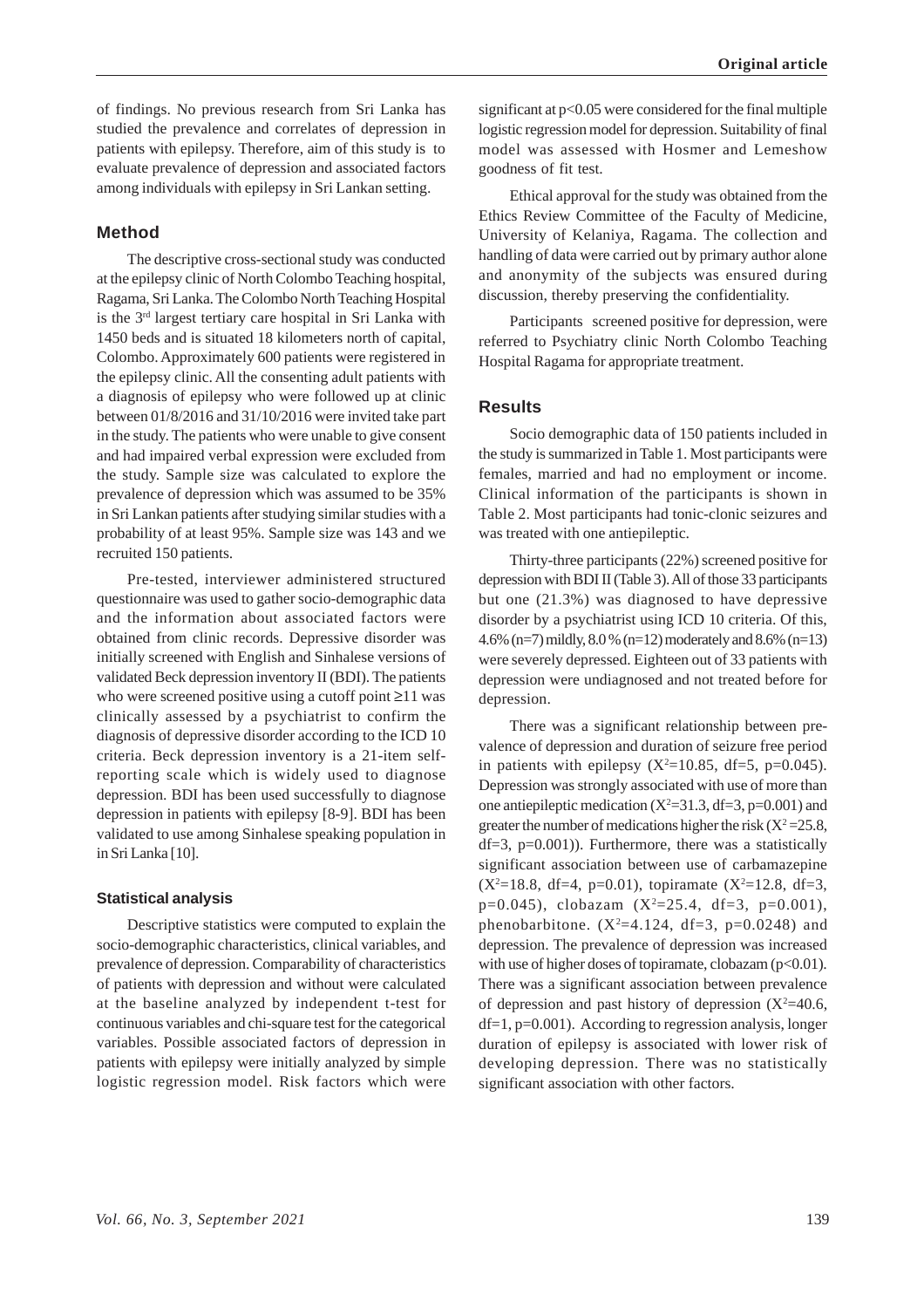of findings. No previous research from Sri Lanka has studied the prevalence and correlates of depression in patients with epilepsy. Therefore, aim of this study is to evaluate prevalence of depression and associated factors among individuals with epilepsy in Sri Lankan setting.

## Method

The descriptive cross-sectional study was conducted at the epilepsy clinic of North Colombo Teaching hospital, Ragama, Sri Lanka. The Colombo North Teaching Hospital is the 3rd largest tertiary care hospital in Sri Lanka with 1450 beds and is situated 18 kilometers north of capital, Colombo. Approximately 600 patients were registered in the epilepsy clinic. All the consenting adult patients with a diagnosis of epilepsy who were followed up at clinic between 01/8/2016 and 31/10/2016 were invited take part in the study. The patients who were unable to give consent and had impaired verbal expression were excluded from the study. Sample size was calculated to explore the prevalence of depression which was assumed to be 35% in Sri Lankan patients after studying similar studies with a probability of at least 95%. Sample size was 143 and we recruited 150 patients.

Pre-tested, interviewer administered structured questionnaire was used to gather socio-demographic data and the information about associated factors were obtained from clinic records. Depressive disorder was initially screened with English and Sinhalese versions of validated Beck depression inventory II (BDI). The patients who were screened positive using a cutoff point ≥11 was clinically assessed by a psychiatrist to confirm the diagnosis of depressive disorder according to the ICD 10 criteria. Beck depression inventory is a 21-item self-reporting scale which is widely used to diagnose depression. BDI has been used successfully to diagnose depression in patients with epilepsy [8-9]. BDI has been validated to use among Sinhalese speaking population in in Sri Lanka [10].

### Statistical analysis

Descriptive statistics were computed to explain the socio-demographic characteristics, clinical variables, and prevalence of depression. Comparability of characteristics of patients with depression and without were calculated at the baseline analyzed by independent t-test for continuous variables and chi-square test for the categorical variables. Possible associated factors of depression in patients with epilepsy were initially analyzed by simple logistic regression model. Risk factors which were significant at $p<0.05$ were considered for the final multiple logistic regression model for depression. Suitability of final model was assessed with Hosmer and Lemeshow goodness of fit test.

Ethical approval for the study was obtained from the Ethics Review Committee of the Faculty of Medicine, University of Kelaniya, Ragama. The collection and handling of data were carried out by primary author alone and anonymity of the subjects was ensured during discussion, thereby preserving the confidentiality.

Participants screened positive for depression, were referred to Psychiatry clinic North Colombo Teaching Hospital Ragama for appropriate treatment.

## Results

Socio demographic data of 150 patients included in the study is summarized in Table 1. Most participants were females, married and had no employment or income. Clinical information of the participants is shown in Table 2. Most participants had tonic-clonic seizures and was treated with one antiepileptic.

Thirty-three participants (22%) screened positive for depression with BDI II (Table 3). All of those 33 participants but one (21.3%) was diagnosed to have depressive disorder by a psychiatrist using ICD 10 criteria. Of this, 4.6% (n=7) mildly, 8.0 % (n=12) moderately and 8.6% (n=13) were severely depressed. Eighteen out of 33 patients with depression were undiagnosed and not treated before for depression.

There was a significant relationship between prevalence of depression and duration of seizure free period in patients with epilepsy ($X^2$=10.85, df=5, p=0.045). Depression was strongly associated with use of more than one antiepileptic medication ($X^2$=31.3, df=3, p=0.001) and greater the number of medications higher the risk ($X^2$ =25.8, df=3, p=0.001)). Furthermore, there was a statistically significant association between use of carbamazepine ($X^2$=18.8, df=4, p=0.01), topiramate ($X^2$=12.8, df=3, p=0.045), clobazam ($X^2$=25.4, df=3, p=0.001), phenobarbitone. ($X^2$=4.124, df=3, p=0.0248) and depression. The prevalence of depression was increased with use of higher doses of topiramate, clobazam ($p<0.01$). There was a significant association between prevalence of depression and past history of depression ($X^2$=40.6, df=1, p=0.001). According to regression analysis, longer duration of epilepsy is associated with lower risk of developing depression. There was no statistically significant association with other factors.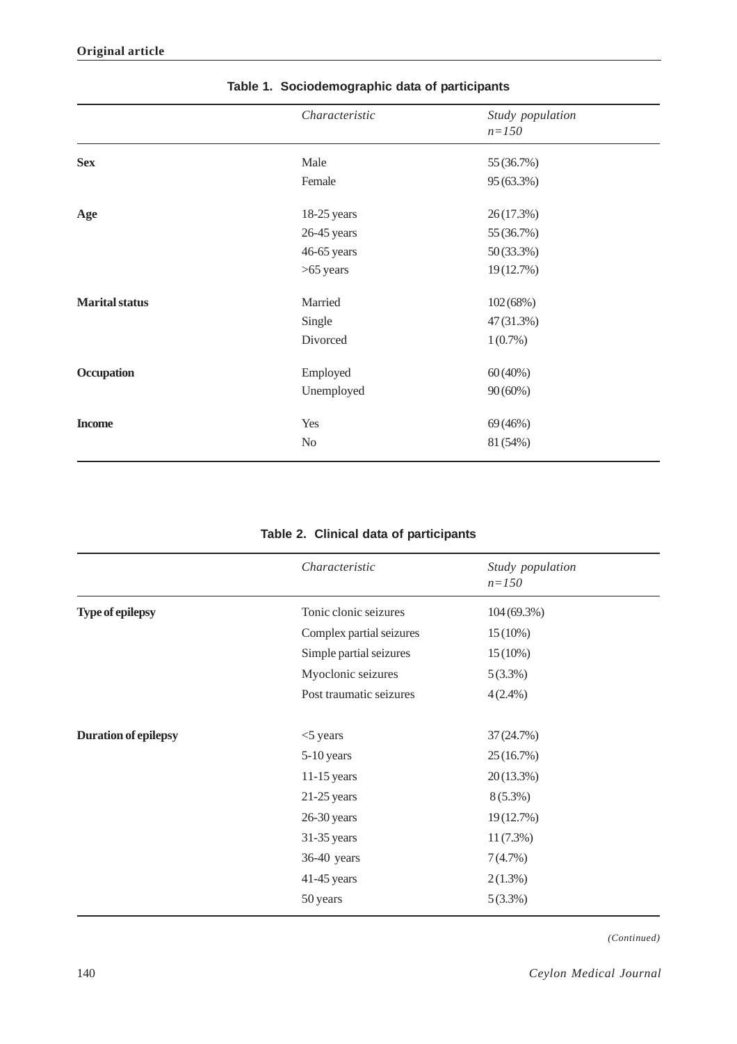**Table 1. Sociodemographic data of participants**

| | Characteristic | Study population n=150 |
|---|---|---|
| **Sex** | Male | 55 (36.7%) |
| | Female | 95 (63.3%) |
| **Age** | 18-25 years | 26 (17.3%) |
| | 26-45 years | 55 (36.7%) |
| | 46-65 years | 50 (33.3%) |
| | >65 years | 19 (12.7%) |
| **Marital status** | Married | 102 (68%) |
| | Single | 47 (31.3%) |
| | Divorced | 1 (0.7%) |
| **Occupation** | Employed | 60 (40%) |
| | Unemployed | 90 (60%) |
| **Income** | Yes | 69 (46%) |
| | No | 81 (54%) |

**Table 2. Clinical data of participants**

| | Characteristic | Study population n=150 |
|---|---|---|
| **Type of epilepsy** | Tonic clonic seizures | 104 (69.3%) |
| | Complex partial seizures | 15 (10%) |
| | Simple partial seizures | 15 (10%) |
| | Myoclonic seizures | 5 (3.3%) |
| | Post traumatic seizures | 4 (2.4%) |
| **Duration of epilepsy** | <5 years | 37 (24.7%) |
| | 5-10 years | 25 (16.7%) |
| | 11-15 years | 20 (13.3%) |
| | 21-25 years | 8 (5.3%) |
| | 26-30 years | 19 (12.7%) |
| | 31-35 years | 11 (7.3%) |
| | 36-40 years | 7 (4.7%) |
| | 41-45 years | 2 (1.3%) |
| | 50 years | 5 (3.3%) |

*(Continued)*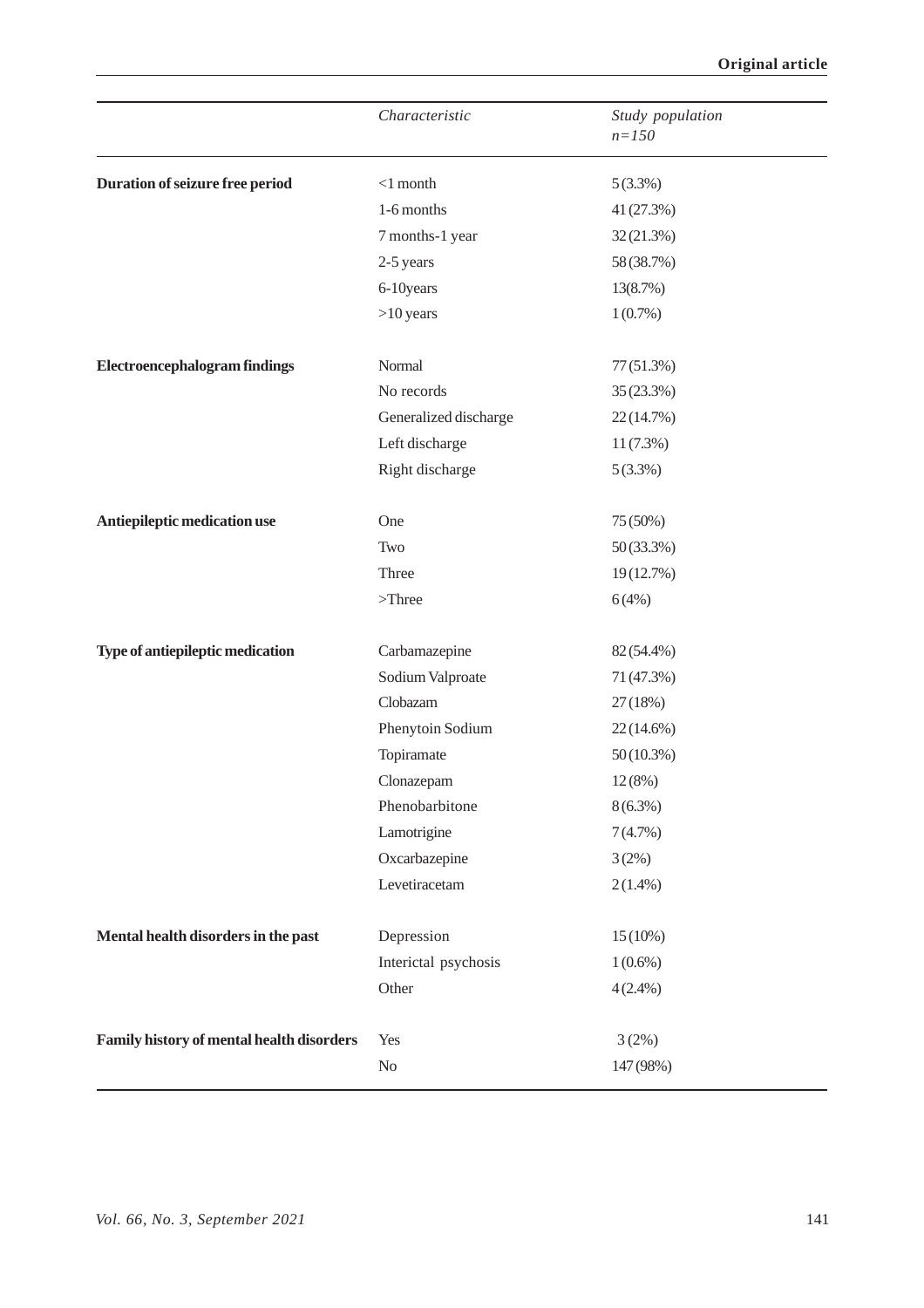| | Characteristic | Study population n=150 |
|---|---|---|
| **Duration of seizure free period** | <1 month | 5 (3.3%) |
| | 1-6 months | 41 (27.3%) |
| | 7 months-1 year | 32 (21.3%) |
| | 2-5 years | 58 (38.7%) |
| | 6-10years | 13(8.7%) |
| | >10 years | 1 (0.7%) |
| **Electroencephalogram findings** | Normal | 77 (51.3%) |
| | No records | 35 (23.3%) |
| | Generalized discharge | 22 (14.7%) |
| | Left discharge | 11 (7.3%) |
| | Right discharge | 5 (3.3%) |
| **Antiepileptic medication use** | One | 75 (50%) |
| | Two | 50 (33.3%) |
| | Three | 19 (12.7%) |
| | >Three | 6 (4%) |
| **Type of antiepileptic medication** | Carbamazepine | 82 (54.4%) |
| | Sodium Valproate | 71 (47.3%) |
| | Clobazam | 27 (18%) |
| | Phenytoin Sodium | 22 (14.6%) |
| | Topiramate | 50 (10.3%) |
| | Clonazepam | 12 (8%) |
| | Phenobarbitone | 8 (6.3%) |
| | Lamotrigine | 7 (4.7%) |
| | Oxcarbazepine | 3 (2%) |
| | Levetiracetam | 2 (1.4%) |
| **Mental health disorders in the past** | Depression | 15 (10%) |
| | Interictal psychosis | 1 (0.6%) |
| | Other | 4 (2.4%) |
| **Family history of mental health disorders** | Yes | 3 (2%) |
| | No | 147 (98%) |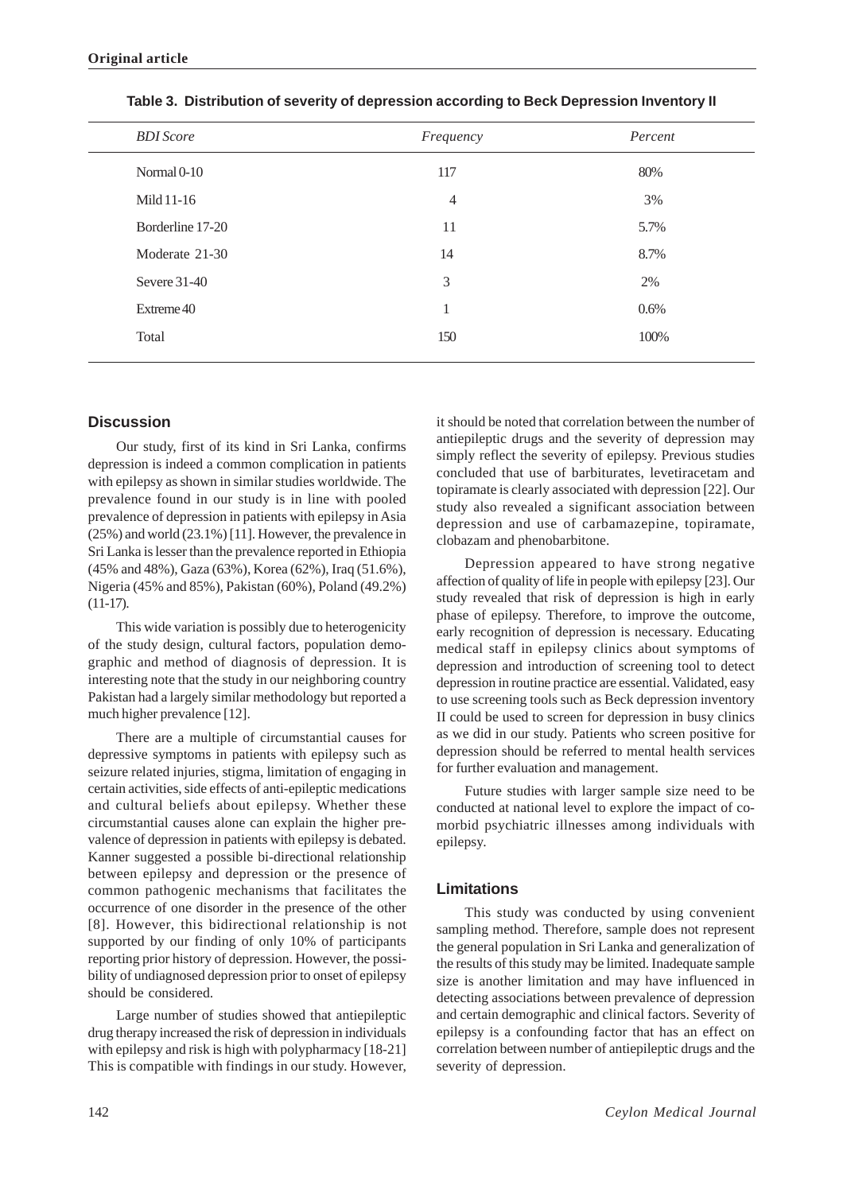**Table 3. Distribution of severity of depression according to Beck Depression Inventory II**

| *BDI Score* | *Frequency* | *Percent* |
|---|---|---|
| Normal 0-10 | 117 | 80% |
| Mild 11-16 | 4 | 3% |
| Borderline 17-20 | 11 | 5.7% |
| Moderate 21-30 | 14 | 8.7% |
| Severe 31-40 | 3 | 2% |
| Extreme 40 | 1 | 0.6% |
| Total | 150 | 100% |

## Discussion

Our study, first of its kind in Sri Lanka, confirms depression is indeed a common complication in patients with epilepsy as shown in similar studies worldwide. The prevalence found in our study is in line with pooled prevalence of depression in patients with epilepsy in Asia (25%) and world (23.1%) [11]. However, the prevalence in Sri Lanka is lesser than the prevalence reported in Ethiopia (45% and 48%), Gaza (63%), Korea (62%), Iraq (51.6%), Nigeria (45% and 85%), Pakistan (60%), Poland (49.2%) (11-17).

This wide variation is possibly due to heterogenicity of the study design, cultural factors, population demographic and method of diagnosis of depression. It is interesting note that the study in our neighboring country Pakistan had a largely similar methodology but reported a much higher prevalence [12].

There are a multiple of circumstantial causes for depressive symptoms in patients with epilepsy such as seizure related injuries, stigma, limitation of engaging in certain activities, side effects of anti-epileptic medications and cultural beliefs about epilepsy. Whether these circumstantial causes alone can explain the higher prevalence of depression in patients with epilepsy is debated. Kanner suggested a possible bi-directional relationship between epilepsy and depression or the presence of common pathogenic mechanisms that facilitates the occurrence of one disorder in the presence of the other [8]. However, this bidirectional relationship is not supported by our finding of only 10% of participants reporting prior history of depression. However, the possibility of undiagnosed depression prior to onset of epilepsy should be considered.

Large number of studies showed that antiepileptic drug therapy increased the risk of depression in individuals with epilepsy and risk is high with polypharmacy [18-21] This is compatible with findings in our study. However, it should be noted that correlation between the number of antiepileptic drugs and the severity of depression may simply reflect the severity of epilepsy. Previous studies concluded that use of barbiturates, levetiracetam and topiramate is clearly associated with depression [22]. Our study also revealed a significant association between depression and use of carbamazepine, topiramate, clobazam and phenobarbitone.

Depression appeared to have strong negative affection of quality of life in people with epilepsy [23]. Our study revealed that risk of depression is high in early phase of epilepsy. Therefore, to improve the outcome, early recognition of depression is necessary. Educating medical staff in epilepsy clinics about symptoms of depression and introduction of screening tool to detect depression in routine practice are essential. Validated, easy to use screening tools such as Beck depression inventory II could be used to screen for depression in busy clinics as we did in our study. Patients who screen positive for depression should be referred to mental health services for further evaluation and management.

Future studies with larger sample size need to be conducted at national level to explore the impact of co-morbid psychiatric illnesses among individuals with epilepsy.

## Limitations

This study was conducted by using convenient sampling method. Therefore, sample does not represent the general population in Sri Lanka and generalization of the results of this study may be limited. Inadequate sample size is another limitation and may have influenced in detecting associations between prevalence of depression and certain demographic and clinical factors. Severity of epilepsy is a confounding factor that has an effect on correlation between number of antiepileptic drugs and the severity of depression.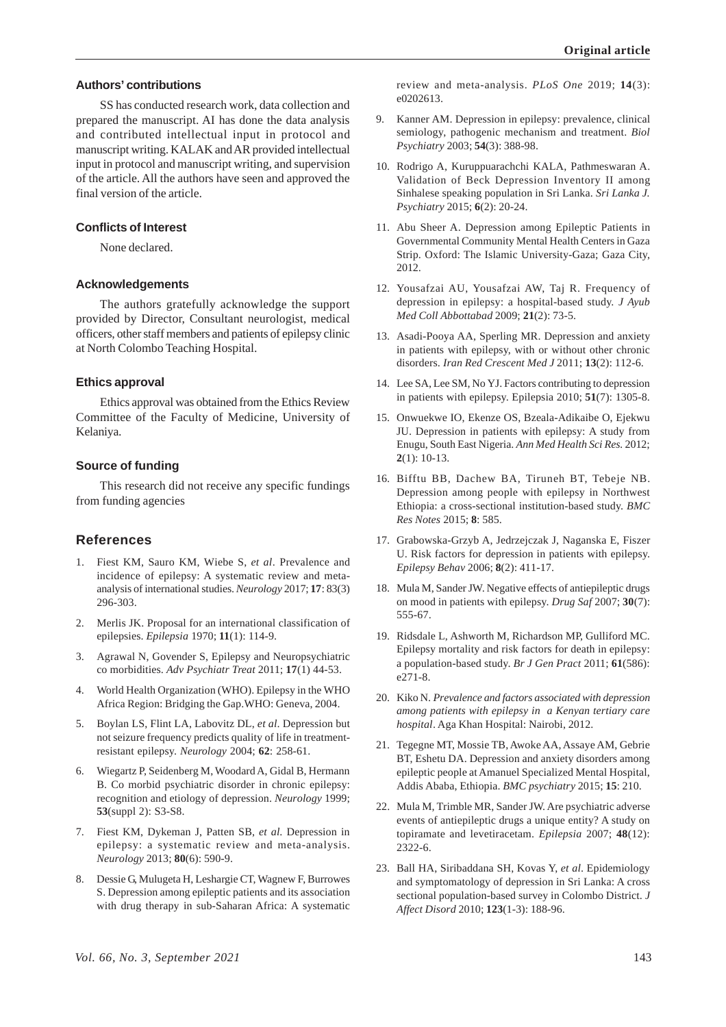### Authors' contributions

SS has conducted research work, data collection and prepared the manuscript. AI has done the data analysis and contributed intellectual input in protocol and manuscript writing. KALAK and AR provided intellectual input in protocol and manuscript writing, and supervision of the article. All the authors have seen and approved the final version of the article.

### Conflicts of Interest

None declared.

### Acknowledgements

The authors gratefully acknowledge the support provided by Director, Consultant neurologist, medical officers, other staff members and patients of epilepsy clinic at North Colombo Teaching Hospital.

### Ethics approval

Ethics approval was obtained from the Ethics Review Committee of the Faculty of Medicine, University of Kelaniya.

### Source of funding

This research did not receive any specific fundings from funding agencies

## References

1. Fiest KM, Sauro KM, Wiebe S, *et al*. Prevalence and incidence of epilepsy: A systematic review and meta-analysis of international studies. *Neurology* 2017; **17**: 83(3) 296-303.
2. Merlis JK. Proposal for an international classification of epilepsies. *Epilepsia* 1970; **11**(1): 114-9.
3. Agrawal N, Govender S, Epilepsy and Neuropsychiatric co morbidities. *Adv Psychiatr Treat* 2011; **17**(1) 44-53.
4. World Health Organization (WHO). Epilepsy in the WHO Africa Region: Bridging the Gap.WHO: Geneva, 2004.
5. Boylan LS, Flint LA, Labovitz DL, *et al*. Depression but not seizure frequency predicts quality of life in treatment-resistant epilepsy. *Neurology* 2004; **62**: 258-61.
6. Wiegartz P, Seidenberg M, Woodard A, Gidal B, Hermann B. Co morbid psychiatric disorder in chronic epilepsy: recognition and etiology of depression. *Neurology* 1999; **53**(suppl 2): S3-S8.
7. Fiest KM, Dykeman J, Patten SB, *et al.* Depression in epilepsy: a systematic review and meta-analysis. *Neurology* 2013; **80**(6): 590-9.
8. Dessie G, Mulugeta H, Leshargie CT, Wagnew F, Burrowes S. Depression among epileptic patients and its association with drug therapy in sub-Saharan Africa: A systematic review and meta-analysis. *PLoS One* 2019; **14**(3): e0202613.
9. Kanner AM. Depression in epilepsy: prevalence, clinical semiology, pathogenic mechanism and treatment. *Biol Psychiatry* 2003; **54**(3): 388-98.
10. Rodrigo A, Kuruppuarachchi KALA, Pathmeswaran A. Validation of Beck Depression Inventory II among Sinhalese speaking population in Sri Lanka. *Sri Lanka J. Psychiatry* 2015; **6**(2): 20-24.
11. Abu Sheer A. Depression among Epileptic Patients in Governmental Community Mental Health Centers in Gaza Strip. Oxford: The Islamic University-Gaza; Gaza City, 2012.
12. Yousafzai AU, Yousafzai AW, Taj R. Frequency of depression in epilepsy: a hospital-based study. *J Ayub Med Coll Abbottabad* 2009; **21**(2): 73-5.
13. Asadi-Pooya AA, Sperling MR. Depression and anxiety in patients with epilepsy, with or without other chronic disorders. *Iran Red Crescent Med J* 2011; **13**(2): 112-6.
14. Lee SA, Lee SM, No YJ. Factors contributing to depression in patients with epilepsy. Epilepsia 2010; **51**(7): 1305-8.
15. Onwuekwe IO, Ekenze OS, Bzeala-Adikaibe O, Ejekwu JU. Depression in patients with epilepsy: A study from Enugu, South East Nigeria. *Ann Med Health Sci Res.* 2012; **2**(1): 10-13.
16. Bifftu BB, Dachew BA, Tiruneh BT, Tebeje NB. Depression among people with epilepsy in Northwest Ethiopia: a cross-sectional institution-based study. *BMC Res Notes* 2015; **8**: 585.
17. Grabowska-Grzyb A, Jedrzejczak J, Naganska E, Fiszer U. Risk factors for depression in patients with epilepsy. *Epilepsy Behav* 2006; **8**(2): 411-17.
18. Mula M, Sander JW. Negative effects of antiepileptic drugs on mood in patients with epilepsy. *Drug Saf* 2007; **30**(7): 555-67.
19. Ridsdale L, Ashworth M, Richardson MP, Gulliford MC. Epilepsy mortality and risk factors for death in epilepsy: a population-based study. *Br J Gen Pract* 2011; **61**(586): e271-8.
20. Kiko N. *Prevalence and factors associated with depression among patients with epilepsy in a Kenyan tertiary care hospital*. Aga Khan Hospital: Nairobi, 2012.
21. Tegegne MT, Mossie TB, Awoke AA, Assaye AM, Gebrie BT, Eshetu DA. Depression and anxiety disorders among epileptic people at Amanuel Specialized Mental Hospital, Addis Ababa, Ethiopia. *BMC psychiatry* 2015; **15**: 210.
22. Mula M, Trimble MR, Sander JW. Are psychiatric adverse events of antiepileptic drugs a unique entity? A study on topiramate and levetiracetam. *Epilepsia* 2007; **48**(12): 2322-6.
23. Ball HA, Siribaddana SH, Kovas Y, *et al*. Epidemiology and symptomatology of depression in Sri Lanka: A cross sectional population-based survey in Colombo District. *J Affect Disord* 2010; **123**(1-3): 188-96.